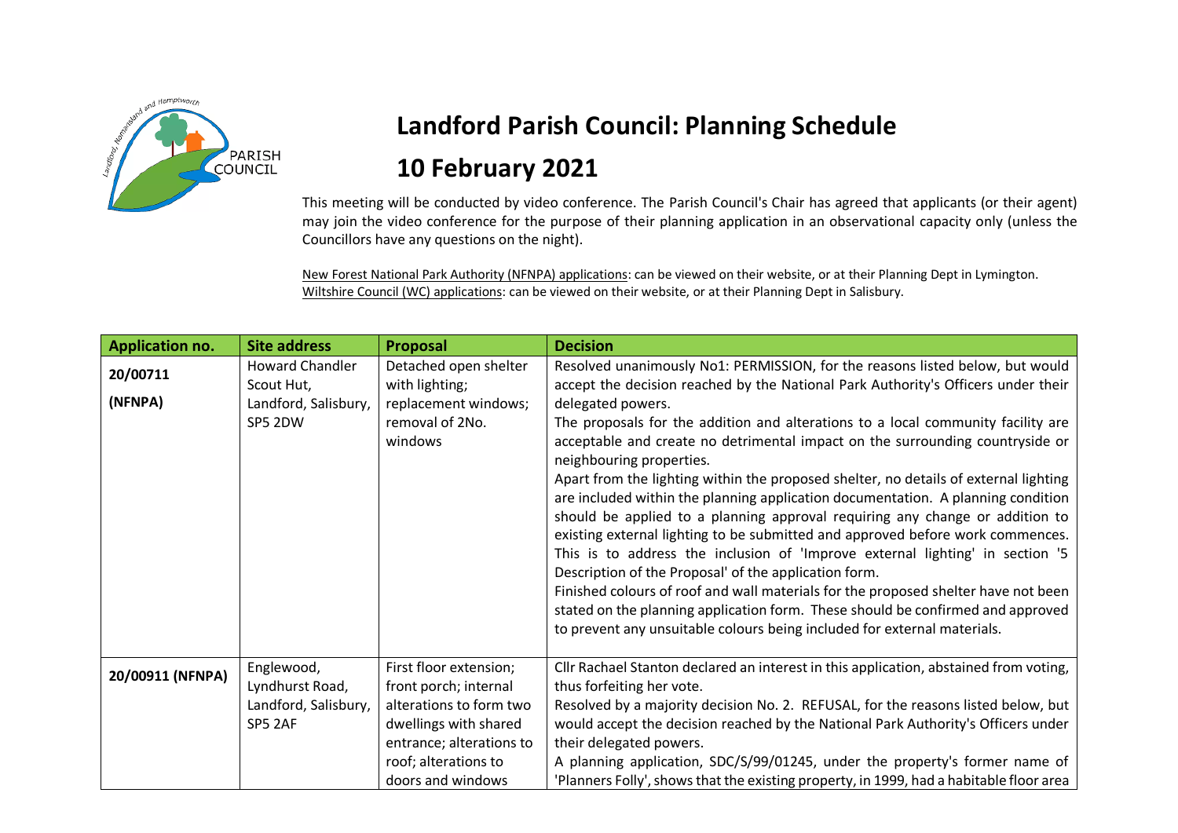# Landford Parish Council: Planning Schedule

## 10 February 2021

This meeting will be conducted by video conference. The Parish Council's Chair has agreed that applicants (or their agent) may join the video conference for the purpose of their planning application in an observational capacity only (unless the Councillors have any questions on the night).

New Forest National Park Authority (NFNPA) applications: can be viewed on their website, or at their Planning Dept in Lymington.
Wiltshire Council (WC) applications: can be viewed on their website, or at their Planning Dept in Salisbury.

| Application no. | Site address | Proposal | Decision |
|---|---|---|---|
| 20/00711 (NFNPA) | Howard Chandler Scout Hut, Landford, Salisbury, SP5 2DW | Detached open shelter with lighting; replacement windows; removal of 2No. windows | Resolved unanimously No1: PERMISSION, for the reasons listed below, but would accept the decision reached by the National Park Authority's Officers under their delegated powers. The proposals for the addition and alterations to a local community facility are acceptable and create no detrimental impact on the surrounding countryside or neighbouring properties. Apart from the lighting within the proposed shelter, no details of external lighting are included within the planning application documentation. A planning condition should be applied to a planning approval requiring any change or addition to existing external lighting to be submitted and approved before work commences. This is to address the inclusion of 'Improve external lighting' in section '5 Description of the Proposal' of the application form. Finished colours of roof and wall materials for the proposed shelter have not been stated on the planning application form. These should be confirmed and approved to prevent any unsuitable colours being included for external materials. |
| 20/00911 (NFNPA) | Englewood, Lyndhurst Road, Landford, Salisbury, SP5 2AF | First floor extension; front porch; internal alterations to form two dwellings with shared entrance; alterations to roof; alterations to doors and windows | Cllr Rachael Stanton declared an interest in this application, abstained from voting, thus forfeiting her vote. Resolved by a majority decision No. 2. REFUSAL, for the reasons listed below, but would accept the decision reached by the National Park Authority's Officers under their delegated powers. A planning application, SDC/S/99/01245, under the property's former name of 'Planners Folly', shows that the existing property, in 1999, had a habitable floor area |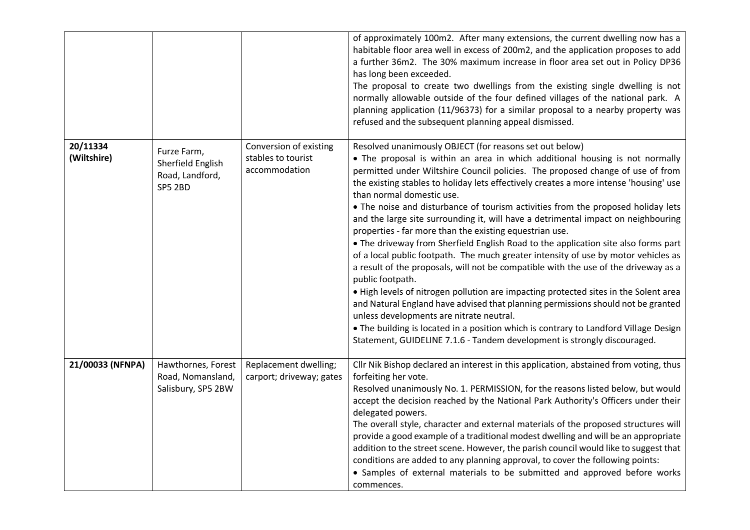| | | | |
|---|---|---|---|
| | | | of approximately 100m2. After many extensions, the current dwelling now has a habitable floor area well in excess of 200m2, and the application proposes to add a further 36m2. The 30% maximum increase in floor area set out in Policy DP36 has long been exceeded.<br>The proposal to create two dwellings from the existing single dwelling is not normally allowable outside of the four defined villages of the national park. A planning application (11/96373) for a similar proposal to a nearby property was refused and the subsequent planning appeal dismissed. |
| **20/11334 (Wiltshire)** | Furze Farm, Sherfield English Road, Landford, SP5 2BD | Conversion of existing stables to tourist accommodation | Resolved unanimously OBJECT (for reasons set out below)<br>• The proposal is within an area in which additional housing is not normally permitted under Wiltshire Council policies. The proposed change of use of from the existing stables to holiday lets effectively creates a more intense 'housing' use than normal domestic use.<br>• The noise and disturbance of tourism activities from the proposed holiday lets and the large site surrounding it, will have a detrimental impact on neighbouring properties - far more than the existing equestrian use.<br>• The driveway from Sherfield English Road to the application site also forms part of a local public footpath. The much greater intensity of use by motor vehicles as a result of the proposals, will not be compatible with the use of the driveway as a public footpath.<br>• High levels of nitrogen pollution are impacting protected sites in the Solent area and Natural England have advised that planning permissions should not be granted unless developments are nitrate neutral.<br>• The building is located in a position which is contrary to Landford Village Design Statement, GUIDELINE 7.1.6 - Tandem development is strongly discouraged. |
| **21/00033 (NFNPA)** | Hawthornes, Forest Road, Nomansland, Salisbury, SP5 2BW | Replacement dwelling; carport; driveway; gates | Cllr Nik Bishop declared an interest in this application, abstained from voting, thus forfeiting her vote.<br>Resolved unanimously No. 1. PERMISSION, for the reasons listed below, but would accept the decision reached by the National Park Authority's Officers under their delegated powers.<br>The overall style, character and external materials of the proposed structures will provide a good example of a traditional modest dwelling and will be an appropriate addition to the street scene. However, the parish council would like to suggest that conditions are added to any planning approval, to cover the following points:<br>• Samples of external materials to be submitted and approved before works commences. |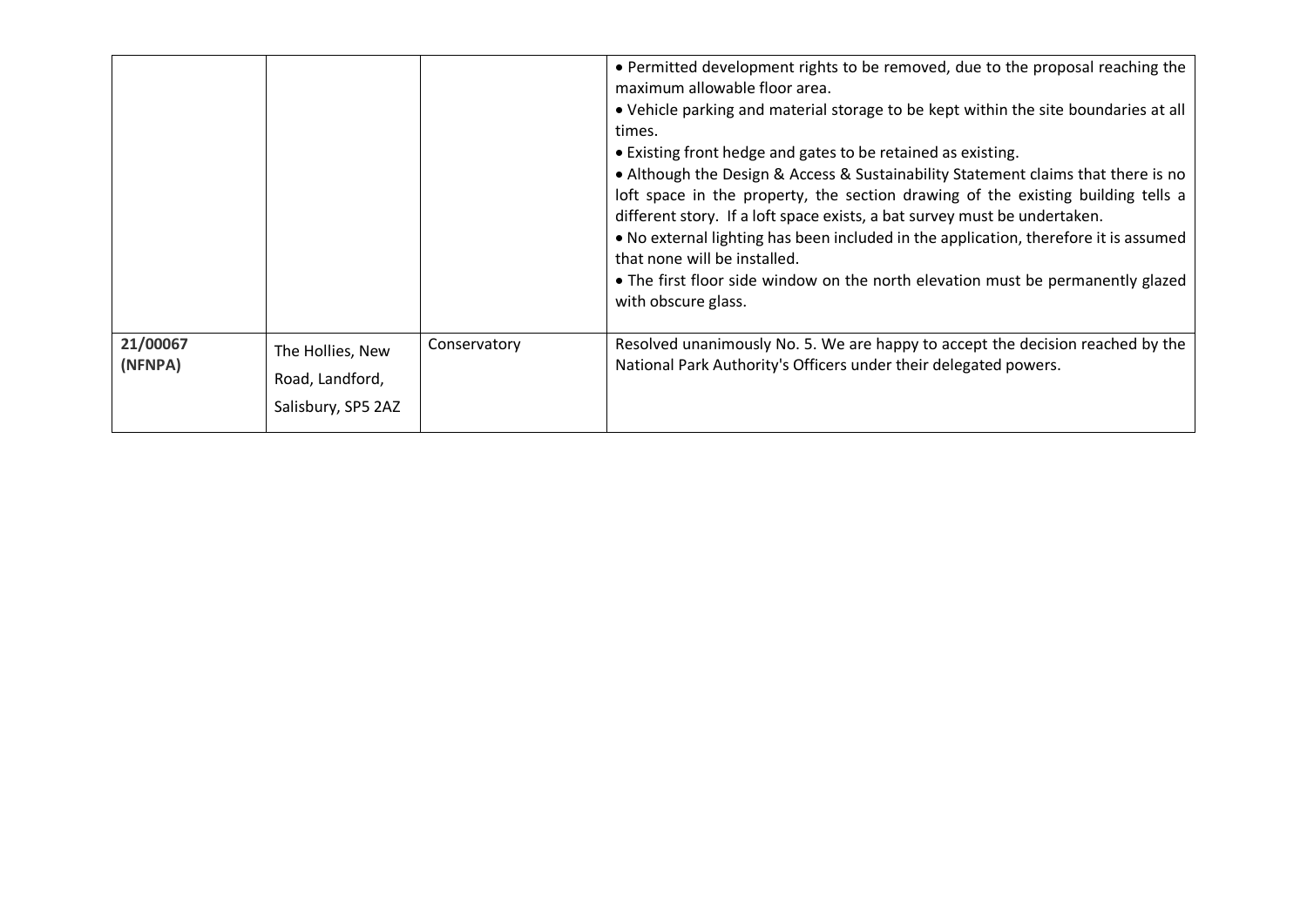| | | | |
|---|---|---|---|
| | | | • Permitted development rights to be removed, due to the proposal reaching the maximum allowable floor area.<br>• Vehicle parking and material storage to be kept within the site boundaries at all times.<br>• Existing front hedge and gates to be retained as existing.<br>• Although the Design & Access & Sustainability Statement claims that there is no loft space in the property, the section drawing of the existing building tells a different story. If a loft space exists, a bat survey must be undertaken.<br>• No external lighting has been included in the application, therefore it is assumed that none will be installed.<br>• The first floor side window on the north elevation must be permanently glazed with obscure glass. |
| **21/00067 (NFNPA)** | The Hollies, New Road, Landford, Salisbury, SP5 2AZ | Conservatory | Resolved unanimously No. 5. We are happy to accept the decision reached by the National Park Authority's Officers under their delegated powers. |